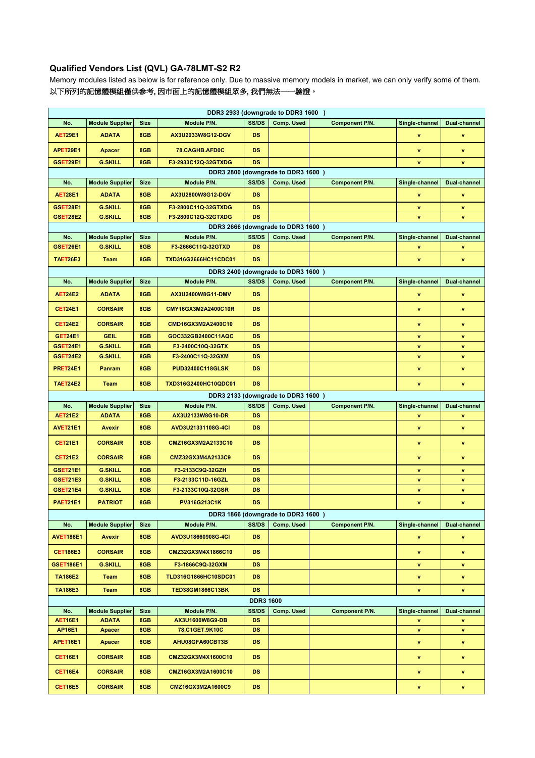## Qualified Vendors List (QVL) GA-78LMT-S2 R2

Memory modules listed as below is for reference only. Due to massive memory models in market, we can only verify some of them.
以下所列的記憶體模組僅供參考, 因市面上的記憶體模組眾多, 我們無法一一驗證。

| DDR3 2933 (downgrade to DDR3 1600 ) | | | | | | | | |
|---|---|---|---|---|---|---|---|---|
| No. | Module Supplier | Size | Module P/N. | SS/DS | Comp. Used | Component P/N. | Single-channel | Dual-channel |
| AET29E1 | ADATA | 8GB | AX3U2933W8G12-DGV | DS | | | v | v |
| APET29E1 | Apacer | 8GB | 78.CAGHB.AFD0C | DS | | | v | v |
| GSET29E1 | G.SKILL | 8GB | F3-2933C12Q-32GTXDG | DS | | | v | v |
| DDR3 2800 (downgrade to DDR3 1600 ) | | | | | | | | |
| No. | Module Supplier | Size | Module P/N. | SS/DS | Comp. Used | Component P/N. | Single-channel | Dual-channel |
| AET28E1 | ADATA | 8GB | AX3U2800W8G12-DGV | DS | | | v | v |
| GSET28E1 | G.SKILL | 8GB | F3-2800C11Q-32GTXDG | DS | | | v | v |
| GSET28E2 | G.SKILL | 8GB | F3-2800C12Q-32GTXDG | DS | | | v | v |
| DDR3 2666 (downgrade to DDR3 1600 ) | | | | | | | | |
| No. | Module Supplier | Size | Module P/N. | SS/DS | Comp. Used | Component P/N. | Single-channel | Dual-channel |
| GSET26E1 | G.SKILL | 8GB | F3-2666C11Q-32GTXD | DS | | | v | v |
| TAET26E3 | Team | 8GB | TXD316G2666HC11CDC01 | DS | | | v | v |
| DDR3 2400 (downgrade to DDR3 1600 ) | | | | | | | | |
| No. | Module Supplier | Size | Module P/N. | SS/DS | Comp. Used | Component P/N. | Single-channel | Dual-channel |
| AET24E2 | ADATA | 8GB | AX3U2400W8G11-DMV | DS | | | v | v |
| CET24E1 | CORSAIR | 8GB | CMY16GX3M2A2400C10R | DS | | | v | v |
| CET24E2 | CORSAIR | 8GB | CMD16GX3M2A2400C10 | DS | | | v | v |
| GET24E1 | GEIL | 8GB | GOC332GB2400C11AQC | DS | | | v | v |
| GSET24E1 | G.SKILL | 8GB | F3-2400C10Q-32GTX | DS | | | v | v |
| GSET24E2 | G.SKILL | 8GB | F3-2400C11Q-32GXM | DS | | | v | v |
| PRET24E1 | Panram | 8GB | PUD32400C118GLSK | DS | | | v | v |
| TAET24E2 | Team | 8GB | TXD316G2400HC10QDC01 | DS | | | v | v |
| DDR3 2133 (downgrade to DDR3 1600 ) | | | | | | | | |
| No. | Module Supplier | Size | Module P/N. | SS/DS | Comp. Used | Component P/N. | Single-channel | Dual-channel |
| AET21E2 | ADATA | 8GB | AX3U2133W8G10-DR | DS | | | v | v |
| AVET21E1 | Avexir | 8GB | AVD3U21331108G-4CI | DS | | | v | v |
| CET21E1 | CORSAIR | 8GB | CMZ16GX3M2A2133C10 | DS | | | v | v |
| CET21E2 | CORSAIR | 8GB | CMZ32GX3M4A2133C9 | DS | | | v | v |
| GSET21E1 | G.SKILL | 8GB | F3-2133C9Q-32GZH | DS | | | v | v |
| GSET21E3 | G.SKILL | 8GB | F3-2133C11D-16GZL | DS | | | v | v |
| GSET21E4 | G.SKILL | 8GB | F3-2133C10Q-32GSR | DS | | | v | v |
| PAET21E1 | PATRIOT | 8GB | PV316G213C1K | DS | | | v | v |
| DDR3 1866 (downgrade to DDR3 1600 ) | | | | | | | | |
| No. | Module Supplier | Size | Module P/N. | SS/DS | Comp. Used | Component P/N. | Single-channel | Dual-channel |
| AVET186E1 | Avexir | 8GB | AVD3U18660908G-4CI | DS | | | v | v |
| CET186E3 | CORSAIR | 8GB | CMZ32GX3M4X1866C10 | DS | | | v | v |
| GSET186E1 | G.SKILL | 8GB | F3-1866C9Q-32GXM | DS | | | v | v |
| TA186E2 | Team | 8GB | TLD316G1866HC10SDC01 | DS | | | v | v |
| TA186E3 | Team | 8GB | TED38GM1866C13BK | DS | | | v | v |
| DDR3 1600 | | | | | | | | |
| No. | Module Supplier | Size | Module P/N. | SS/DS | Comp. Used | Component P/N. | Single-channel | Dual-channel |
| AET16E1 | ADATA | 8GB | AX3U1600W8G9-DB | DS | | | v | v |
| AP16E1 | Apacer | 8GB | 78.C1GET.9K10C | DS | | | v | v |
| APET16E1 | Apacer | 8GB | AHU08GFA60CBT3B | DS | | | v | v |
| CET16E1 | CORSAIR | 8GB | CMZ32GX3M4X1600C10 | DS | | | v | v |
| CET16E4 | CORSAIR | 8GB | CMZ16GX3M2A1600C10 | DS | | | v | v |
| CET16E5 | CORSAIR | 8GB | CMZ16GX3M2A1600C9 | DS | | | v | v |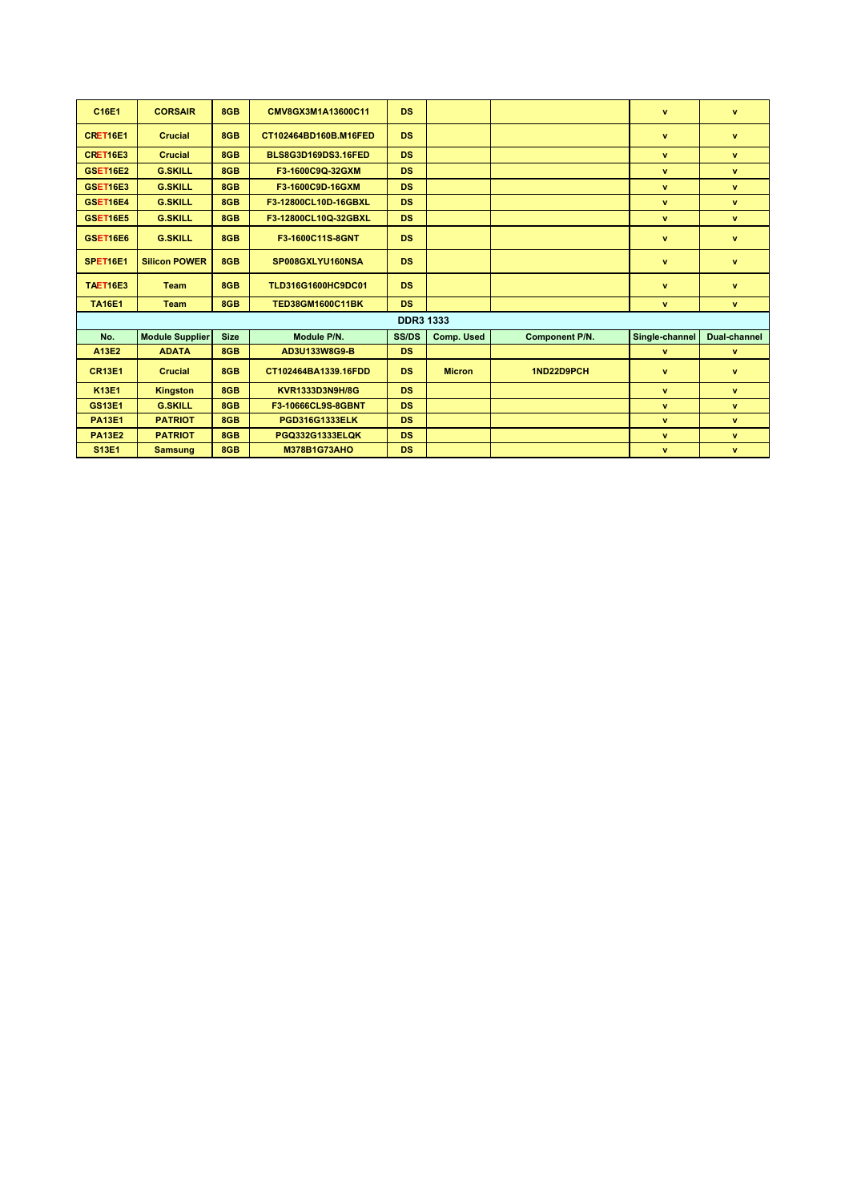| | | | | | | | | |
|---|---|---|---|---|---|---|---|---|
| C16E1 | CORSAIR | 8GB | CMV8GX3M1A13600C11 | DS | | | v | v |
| CRET16E1 | Crucial | 8GB | CT102464BD160B.M16FED | DS | | | v | v |
| CRET16E3 | Crucial | 8GB | BLS8G3D169DS3.16FED | DS | | | v | v |
| GSET16E2 | G.SKILL | 8GB | F3-1600C9Q-32GXM | DS | | | v | v |
| GSET16E3 | G.SKILL | 8GB | F3-1600C9D-16GXM | DS | | | v | v |
| GSET16E4 | G.SKILL | 8GB | F3-12800CL10D-16GBXL | DS | | | v | v |
| GSET16E5 | G.SKILL | 8GB | F3-12800CL10Q-32GBXL | DS | | | v | v |
| GSET16E6 | G.SKILL | 8GB | F3-1600C11S-8GNT | DS | | | v | v |
| SPET16E1 | Silicon POWER | 8GB | SP008GXLYU160NSA | DS | | | v | v |
| TAET16E3 | Team | 8GB | TLD316G1600HC9DC01 | DS | | | v | v |
| TA16E1 | Team | 8GB | TED38GM1600C11BK | DS | | | v | v |
| **DDR3 1333** | | | | | | | | |
| **No.** | **Module Supplier** | **Size** | **Module P/N.** | **SS/DS** | **Comp. Used** | **Component P/N.** | **Single-channel** | **Dual-channel** |
| A13E2 | ADATA | 8GB | AD3U133W8G9-B | DS | | | v | v |
| CR13E1 | Crucial | 8GB | CT102464BA1339.16FDD | DS | Micron | 1ND22D9PCH | v | v |
| K13E1 | Kingston | 8GB | KVR1333D3N9H/8G | DS | | | v | v |
| GS13E1 | G.SKILL | 8GB | F3-10666CL9S-8GBNT | DS | | | v | v |
| PA13E1 | PATRIOT | 8GB | PGD316G1333ELK | DS | | | v | v |
| PA13E2 | PATRIOT | 8GB | PGQ332G1333ELQK | DS | | | v | v |
| S13E1 | Samsung | 8GB | M378B1G73AHO | DS | | | v | v |